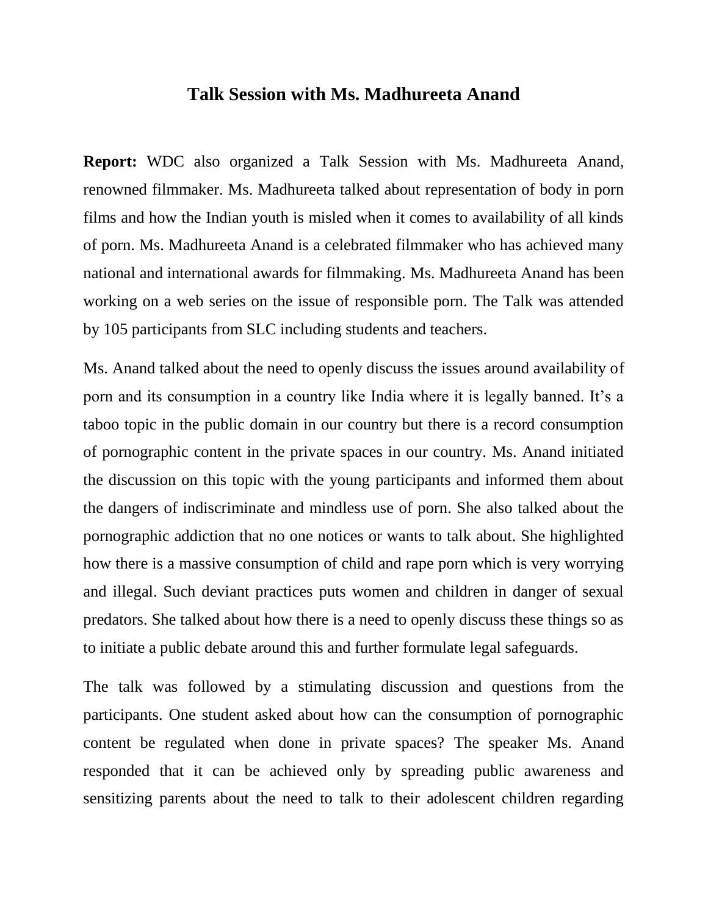# Talk Session with Ms. Madhureeta Anand

**Report:** WDC also organized a Talk Session with Ms. Madhureeta Anand, renowned filmmaker. Ms. Madhureeta talked about representation of body in porn films and how the Indian youth is misled when it comes to availability of all kinds of porn. Ms. Madhureeta Anand is a celebrated filmmaker who has achieved many national and international awards for filmmaking. Ms. Madhureeta Anand has been working on a web series on the issue of responsible porn. The Talk was attended by 105 participants from SLC including students and teachers.

Ms. Anand talked about the need to openly discuss the issues around availability of porn and its consumption in a country like India where it is legally banned. It's a taboo topic in the public domain in our country but there is a record consumption of pornographic content in the private spaces in our country. Ms. Anand initiated the discussion on this topic with the young participants and informed them about the dangers of indiscriminate and mindless use of porn. She also talked about the pornographic addiction that no one notices or wants to talk about. She highlighted how there is a massive consumption of child and rape porn which is very worrying and illegal. Such deviant practices puts women and children in danger of sexual predators. She talked about how there is a need to openly discuss these things so as to initiate a public debate around this and further formulate legal safeguards.

The talk was followed by a stimulating discussion and questions from the participants. One student asked about how can the consumption of pornographic content be regulated when done in private spaces? The speaker Ms. Anand responded that it can be achieved only by spreading public awareness and sensitizing parents about the need to talk to their adolescent children regarding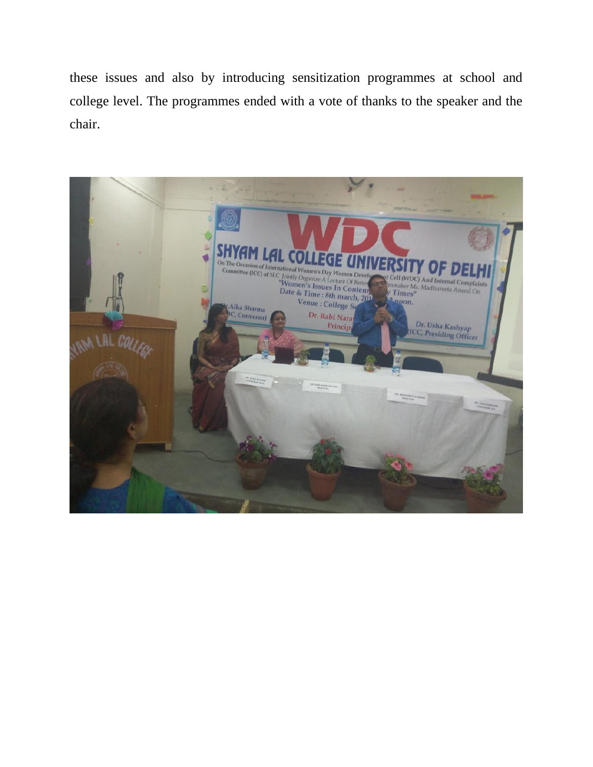these issues and also by introducing sensitization programmes at school and college level. The programmes ended with a vote of thanks to the speaker and the chair.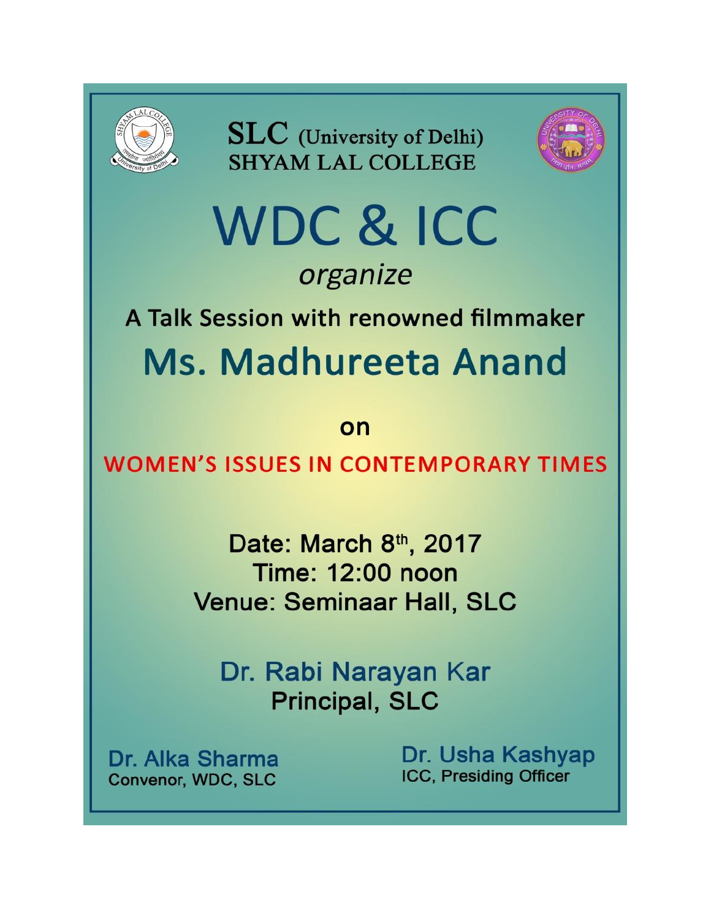**SLC** (University of Delhi)
**SHYAM LAL COLLEGE**

# WDC & ICC

*organize*

**A Talk Session with renowned filmmaker**

## Ms. Madhureeta Anand

**on**

**WOMEN'S ISSUES IN CONTEMPORARY TIMES**

Date: March 8th, 2017
Time: 12:00 noon
Venue: Seminaar Hall, SLC

**Dr. Rabi Narayan Kar**
Principal, SLC

**Dr. Alka Sharma**
Convenor, WDC, SLC

**Dr. Usha Kashyap**
ICC, Presiding Officer